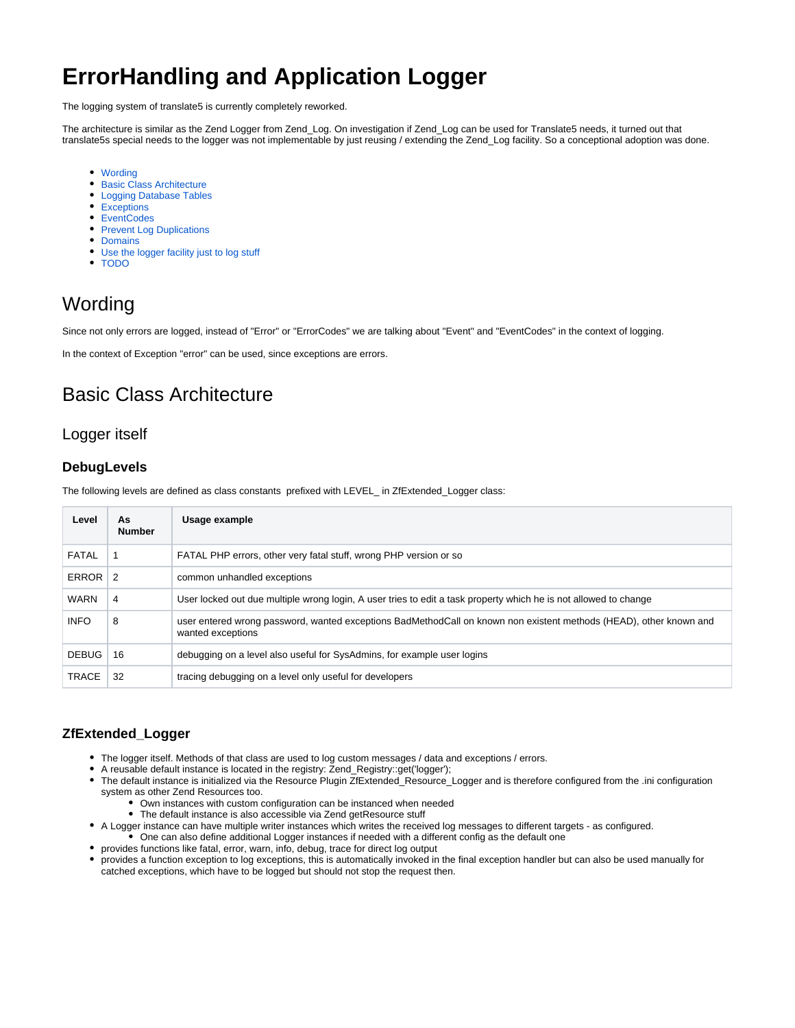# ErrorHandling and Application Logger

The logging system of translate5 is currently completely reworked.

The architecture is similar as the Zend Logger from Zend_Log. On investigation if Zend_Log can be used for Translate5 needs, it turned out that translate5s special needs to the logger was not implementable by just reusing / extending the Zend_Log facility. So a conceptional adoption was done.

- Wording
- Basic Class Architecture
- Logging Database Tables
- Exceptions
- EventCodes
- Prevent Log Duplications
- Domains
- Use the logger facility just to log stuff
- TODO

## Wording

Since not only errors are logged, instead of "Error" or "ErrorCodes" we are talking about "Event" and "EventCodes" in the context of logging.

In the context of Exception "error" can be used, since exceptions are errors.

## Basic Class Architecture

### Logger itself

#### DebugLevels

The following levels are defined as class constants prefixed with LEVEL_ in ZfExtended_Logger class:

| Level | As Number | Usage example |
|---|---|---|
| FATAL | 1 | FATAL PHP errors, other very fatal stuff, wrong PHP version or so |
| ERROR | 2 | common unhandled exceptions |
| WARN | 4 | User locked out due multiple wrong login, A user tries to edit a task property which he is not allowed to change |
| INFO | 8 | user entered wrong password, wanted exceptions BadMethodCall on known non existent methods (HEAD), other known and wanted exceptions |
| DEBUG | 16 | debugging on a level also useful for SysAdmins, for example user logins |
| TRACE | 32 | tracing debugging on a level only useful for developers |

#### ZfExtended_Logger

- The logger itself. Methods of that class are used to log custom messages / data and exceptions / errors.
- A reusable default instance is located in the registry: Zend_Registry::get('logger');
- The default instance is initialized via the Resource Plugin ZfExtended_Resource_Logger and is therefore configured from the .ini configuration system as other Zend Resources too.
  - Own instances with custom configuration can be instanced when needed
  - The default instance is also accessible via Zend getResource stuff
- A Logger instance can have multiple writer instances which writes the received log messages to different targets - as configured.
  - One can also define additional Logger instances if needed with a different config as the default one
- provides functions like fatal, error, warn, info, debug, trace for direct log output
- provides a function exception to log exceptions, this is automatically invoked in the final exception handler but can also be used manually for catched exceptions, which have to be logged but should not stop the request then.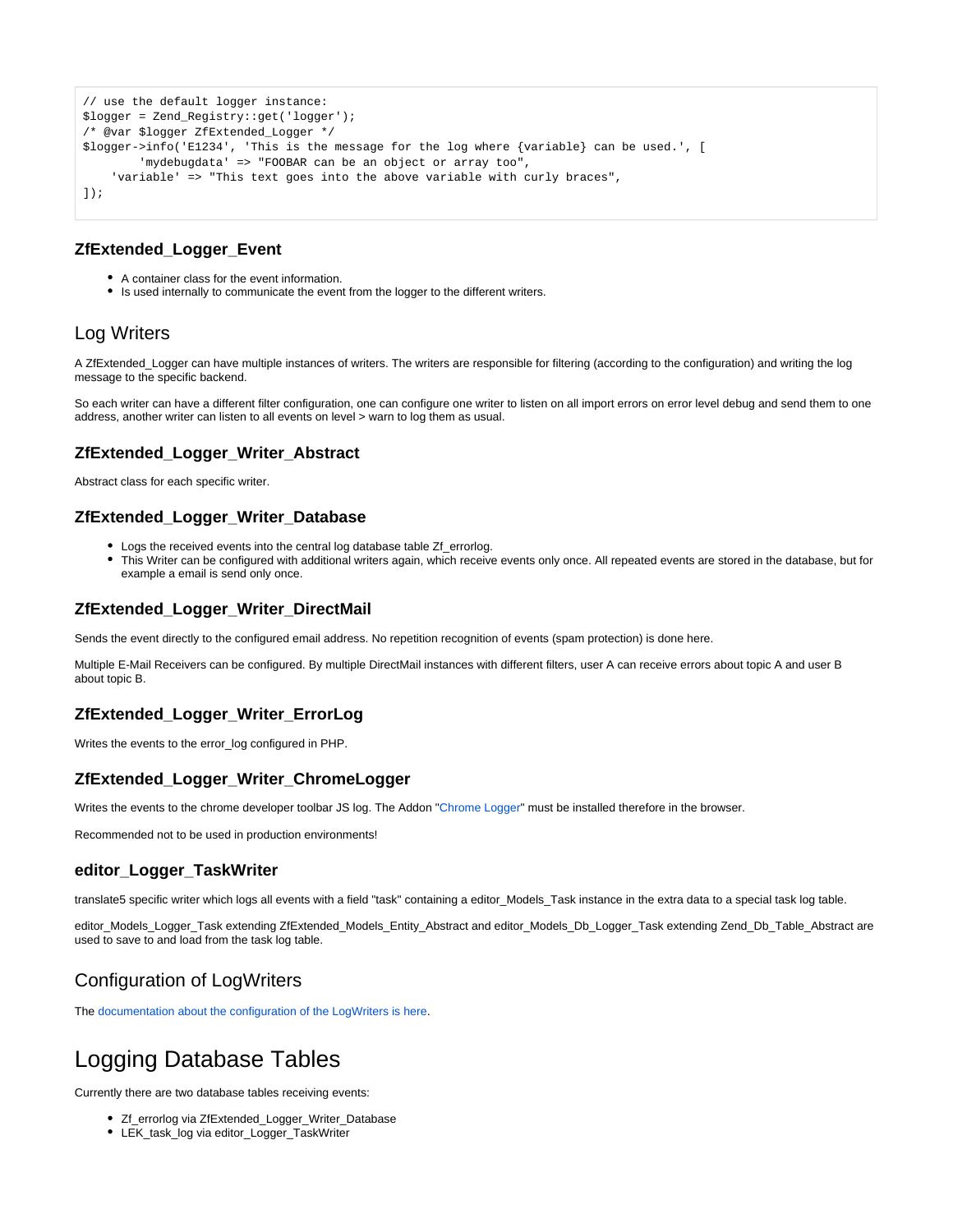```
// use the default logger instance:
$logger = Zend_Registry::get('logger');
/* @var $logger ZfExtended_Logger */
$logger->info('E1234', 'This is the message for the log where {variable} can be used.', [
        'mydebugdata' => "FOOBAR can be an object or array too",
    'variable' => "This text goes into the above variable with curly braces",
]);
```

### ZfExtended_Logger_Event

- A container class for the event information.
- Is used internally to communicate the event from the logger to the different writers.

## Log Writers

A ZfExtended_Logger can have multiple instances of writers. The writers are responsible for filtering (according to the configuration) and writing the log message to the specific backend.

So each writer can have a different filter configuration, one can configure one writer to listen on all import errors on error level debug and send them to one address, another writer can listen to all events on level > warn to log them as usual.

### ZfExtended_Logger_Writer_Abstract

Abstract class for each specific writer.

### ZfExtended_Logger_Writer_Database

- Logs the received events into the central log database table Zf_errorlog.
- This Writer can be configured with additional writers again, which receive events only once. All repeated events are stored in the database, but for example a email is send only once.

### ZfExtended_Logger_Writer_DirectMail

Sends the event directly to the configured email address. No repetition recognition of events (spam protection) is done here.

Multiple E-Mail Receivers can be configured. By multiple DirectMail instances with different filters, user A can receive errors about topic A and user B about topic B.

### ZfExtended_Logger_Writer_ErrorLog

Writes the events to the error_log configured in PHP.

### ZfExtended_Logger_Writer_ChromeLogger

Writes the events to the chrome developer toolbar JS log. The Addon "Chrome Logger" must be installed therefore in the browser.

Recommended not to be used in production environments!

### editor_Logger_TaskWriter

translate5 specific writer which logs all events with a field "task" containing a editor_Models_Task instance in the extra data to a special task log table.

editor_Models_Logger_Task extending ZfExtended_Models_Entity_Abstract and editor_Models_Db_Logger_Task extending Zend_Db_Table_Abstract are used to save to and load from the task log table.

## Configuration of LogWriters

The documentation about the configuration of the LogWriters is here.

# Logging Database Tables

Currently there are two database tables receiving events:

- Zf_errorlog via ZfExtended_Logger_Writer_Database
- LEK_task_log via editor_Logger_TaskWriter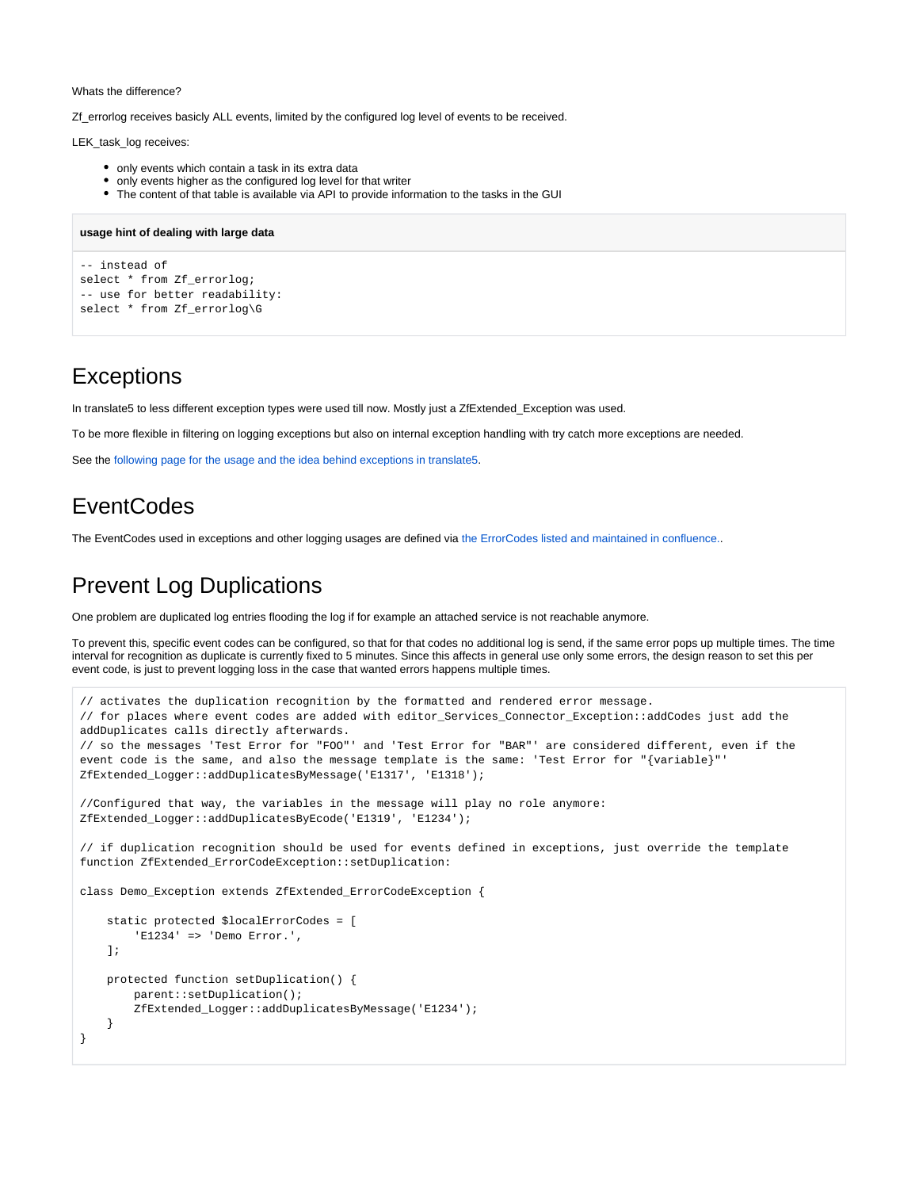Whats the difference?

Zf_errorlog receives basicly ALL events, limited by the configured log level of events to be received.

LEK_task_log receives:

- only events which contain a task in its extra data
- only events higher as the configured log level for that writer
- The content of that table is available via API to provide information to the tasks in the GUI

**usage hint of dealing with large data**

```
-- instead of
select * from Zf_errorlog;
-- use for better readability:
select * from Zf_errorlog\G
```

# Exceptions

In translate5 to less different exception types were used till now. Mostly just a ZfExtended_Exception was used.

To be more flexible in filtering on logging exceptions but also on internal exception handling with try catch more exceptions are needed.

See the following page for the usage and the idea behind exceptions in translate5.

# EventCodes

The EventCodes used in exceptions and other logging usages are defined via the ErrorCodes listed and maintained in confluence..

# Prevent Log Duplications

One problem are duplicated log entries flooding the log if for example an attached service is not reachable anymore.

To prevent this, specific event codes can be configured, so that for that codes no additional log is send, if the same error pops up multiple times. The time interval for recognition as duplicate is currently fixed to 5 minutes. Since this affects in general use only some errors, the design reason to set this per event code, is just to prevent logging loss in the case that wanted errors happens multiple times.

```
// activates the duplication recognition by the formatted and rendered error message.
// for places where event codes are added with editor_Services_Connector_Exception::addCodes just add the addDuplicates calls directly afterwards.
// so the messages 'Test Error for "FOO"' and 'Test Error for "BAR"' are considered different, even if the event code is the same, and also the message template is the same: 'Test Error for "{variable}"'
ZfExtended_Logger::addDuplicatesByMessage('E1317', 'E1318');

//Configured that way, the variables in the message will play no role anymore:
ZfExtended_Logger::addDuplicatesByEcode('E1319', 'E1234');

// if duplication recognition should be used for events defined in exceptions, just override the template function ZfExtended_ErrorCodeException::setDuplication:

class Demo_Exception extends ZfExtended_ErrorCodeException {

    static protected $localErrorCodes = [
        'E1234' => 'Demo Error.',
    ];

    protected function setDuplication() {
        parent::setDuplication();
        ZfExtended_Logger::addDuplicatesByMessage('E1234');
    }
}
```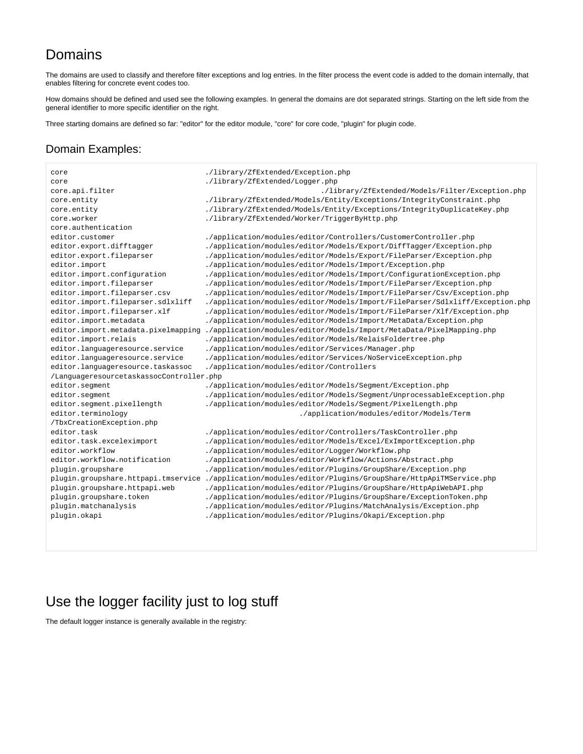# Domains

The domains are used to classify and therefore filter exceptions and log entries. In the filter process the event code is added to the domain internally, that enables filtering for concrete event codes too.

How domains should be defined and used see the following examples. In general the domains are dot separated strings. Starting on the left side from the general identifier to more specific identifier on the right.

Three starting domains are defined so far: "editor" for the editor module, "core" for core code, "plugin" for plugin code.

## Domain Examples:

```
core                                ./library/ZfExtended/Exception.php
core                                ./library/ZfExtended/Logger.php
core.api.filter                                             ./library/ZfExtended/Models/Filter/Exception.php
core.entity                         ./library/ZfExtended/Models/Entity/Exceptions/IntegrityConstraint.php
core.entity                         ./library/ZfExtended/Models/Entity/Exceptions/IntegrityDuplicateKey.php
core.worker                         ./library/ZfExtended/Worker/TriggerByHttp.php
core.authentication
editor.customer                     ./application/modules/editor/Controllers/CustomerController.php
editor.export.difftagger            ./application/modules/editor/Models/Export/DiffTagger/Exception.php
editor.export.fileparser            ./application/modules/editor/Models/Export/FileParser/Exception.php
editor.import                       ./application/modules/editor/Models/Import/Exception.php
editor.import.configuration         ./application/modules/editor/Models/Import/ConfigurationException.php
editor.import.fileparser            ./application/modules/editor/Models/Import/FileParser/Exception.php
editor.import.fileparser.csv        ./application/modules/editor/Models/Import/FileParser/Csv/Exception.php
editor.import.fileparser.sdlxliff   ./application/modules/editor/Models/Import/FileParser/Sdlxliff/Exception.php
editor.import.fileparser.xlf        ./application/modules/editor/Models/Import/FileParser/Xlf/Exception.php
editor.import.metadata              ./application/modules/editor/Models/Import/MetaData/Exception.php
editor.import.metadata.pixelmapping ./application/modules/editor/Models/Import/MetaData/PixelMapping.php
editor.import.relais                ./application/modules/editor/Models/RelaisFoldertree.php
editor.languageresource.service     ./application/modules/editor/Services/Manager.php
editor.languageresource.service     ./application/modules/editor/Services/NoServiceException.php
editor.languageresource.taskassoc   ./application/modules/editor/Controllers
/LanguageresourcetaskassocController.php
editor.segment                      ./application/modules/editor/Models/Segment/Exception.php
editor.segment                      ./application/modules/editor/Models/Segment/UnprocessableException.php
editor.segment.pixellength          ./application/modules/editor/Models/Segment/PixelLength.php
editor.terminology                                      ./application/modules/editor/Models/Term
/TbxCreationException.php
editor.task                         ./application/modules/editor/Controllers/TaskController.php
editor.task.exceleximport           ./application/modules/editor/Models/Excel/ExImportException.php
editor.workflow                     ./application/modules/editor/Logger/Workflow.php
editor.workflow.notification        ./application/modules/editor/Workflow/Actions/Abstract.php
plugin.groupshare                   ./application/modules/editor/Plugins/GroupShare/Exception.php
plugin.groupshare.httpapi.tmservice ./application/modules/editor/Plugins/GroupShare/HttpApiTMService.php
plugin.groupshare.httpapi.web       ./application/modules/editor/Plugins/GroupShare/HttpApiWebAPI.php
plugin.groupshare.token             ./application/modules/editor/Plugins/GroupShare/ExceptionToken.php
plugin.matchanalysis                ./application/modules/editor/Plugins/MatchAnalysis/Exception.php
plugin.okapi                        ./application/modules/editor/Plugins/Okapi/Exception.php
```

# Use the logger facility just to log stuff

The default logger instance is generally available in the registry: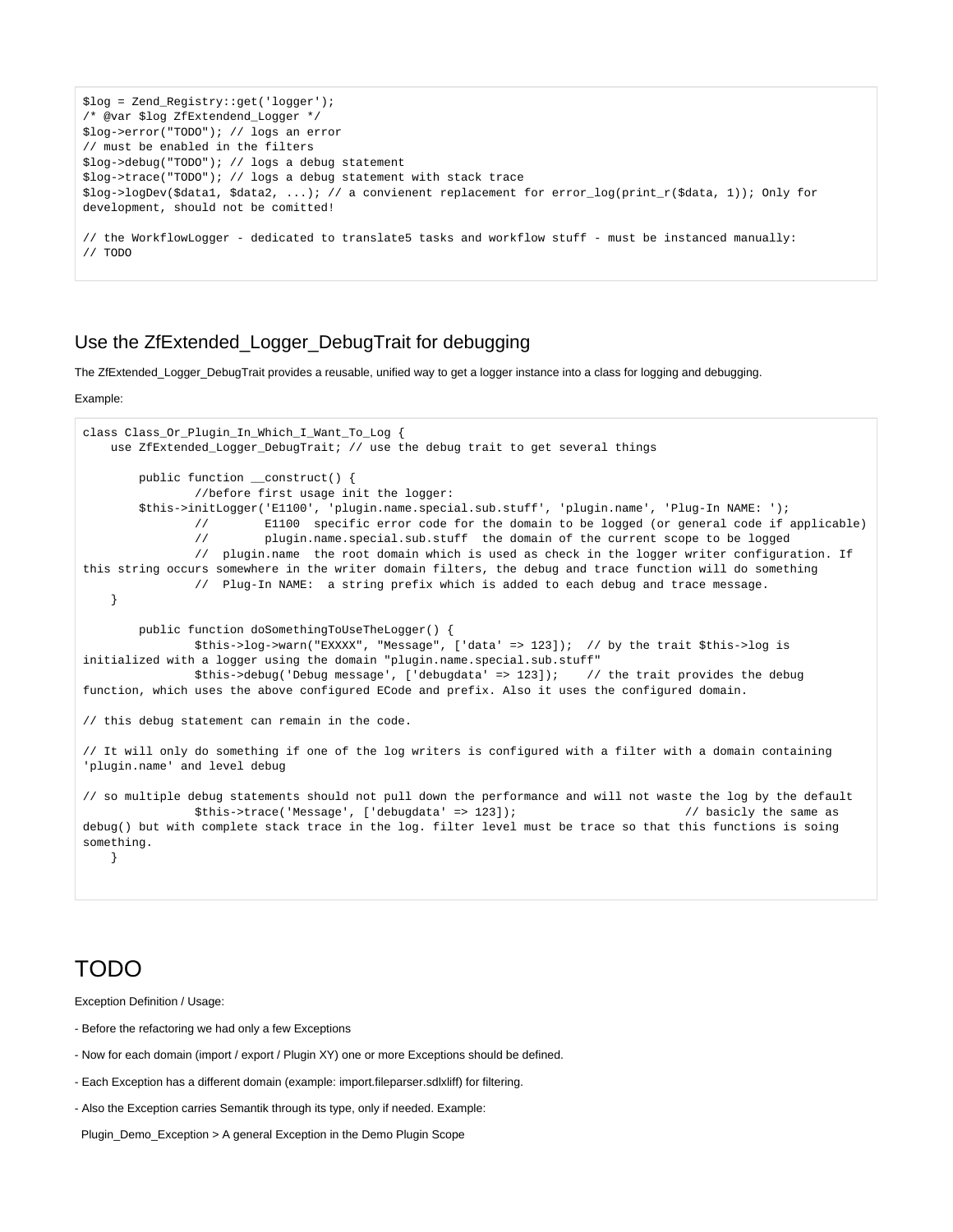```
$log = Zend_Registry::get('logger');
/* @var $log ZfExtendend_Logger */
$log->error("TODO"); // logs an error
// must be enabled in the filters
$log->debug("TODO"); // logs a debug statement
$log->trace("TODO"); // logs a debug statement with stack trace
$log->logDev($data1, $data2, ...); // a convienent replacement for error_log(print_r($data, 1)); Only for development, should not be comitted!

// the WorkflowLogger - dedicated to translate5 tasks and workflow stuff - must be instanced manually:
// TODO
```

## Use the ZfExtended_Logger_DebugTrait for debugging

The ZfExtended_Logger_DebugTrait provides a reusable, unified way to get a logger instance into a class for logging and debugging.

Example:

```
class Class_Or_Plugin_In_Which_I_Want_To_Log {
    use ZfExtended_Logger_DebugTrait; // use the debug trait to get several things

        public function __construct() {
                //before first usage init the logger:
        $this->initLogger('E1100', 'plugin.name.special.sub.stuff', 'plugin.name', 'Plug-In NAME: ');
                //        E1100  specific error code for the domain to be logged (or general code if applicable)
                //        plugin.name.special.sub.stuff  the domain of the current scope to be logged
                //  plugin.name  the root domain which is used as check in the logger writer configuration. If this string occurs somewhere in the writer domain filters, the debug and trace function will do something
                //  Plug-In NAME:  a string prefix which is added to each debug and trace message.
    }

        public function doSomethingToUseTheLogger() {
                $this->log->warn("EXXXX", "Message", ['data' => 123]);  // by the trait $this->log is initialized with a logger using the domain "plugin.name.special.sub.stuff"
                $this->debug('Debug message', ['debugdata' => 123]);    // the trait provides the debug function, which uses the above configured ECode and prefix. Also it uses the configured domain.

// this debug statement can remain in the code.

// It will only do something if one of the log writers is configured with a filter with a domain containing 'plugin.name' and level debug

// so multiple debug statements should not pull down the performance and will not waste the log by the default
                $this->trace('Message', ['debugdata' => 123]);                        // basicly the same as debug() but with complete stack trace in the log. filter level must be trace so that this functions is soing something.
    }
```

# TODO

Exception Definition / Usage:

- Before the refactoring we had only a few Exceptions

- Now for each domain (import / export / Plugin XY) one or more Exceptions should be defined.

- Each Exception has a different domain (example: import.fileparser.sdlxliff) for filtering.

- Also the Exception carries Semantik through its type, only if needed. Example:

Plugin_Demo_Exception > A general Exception in the Demo Plugin Scope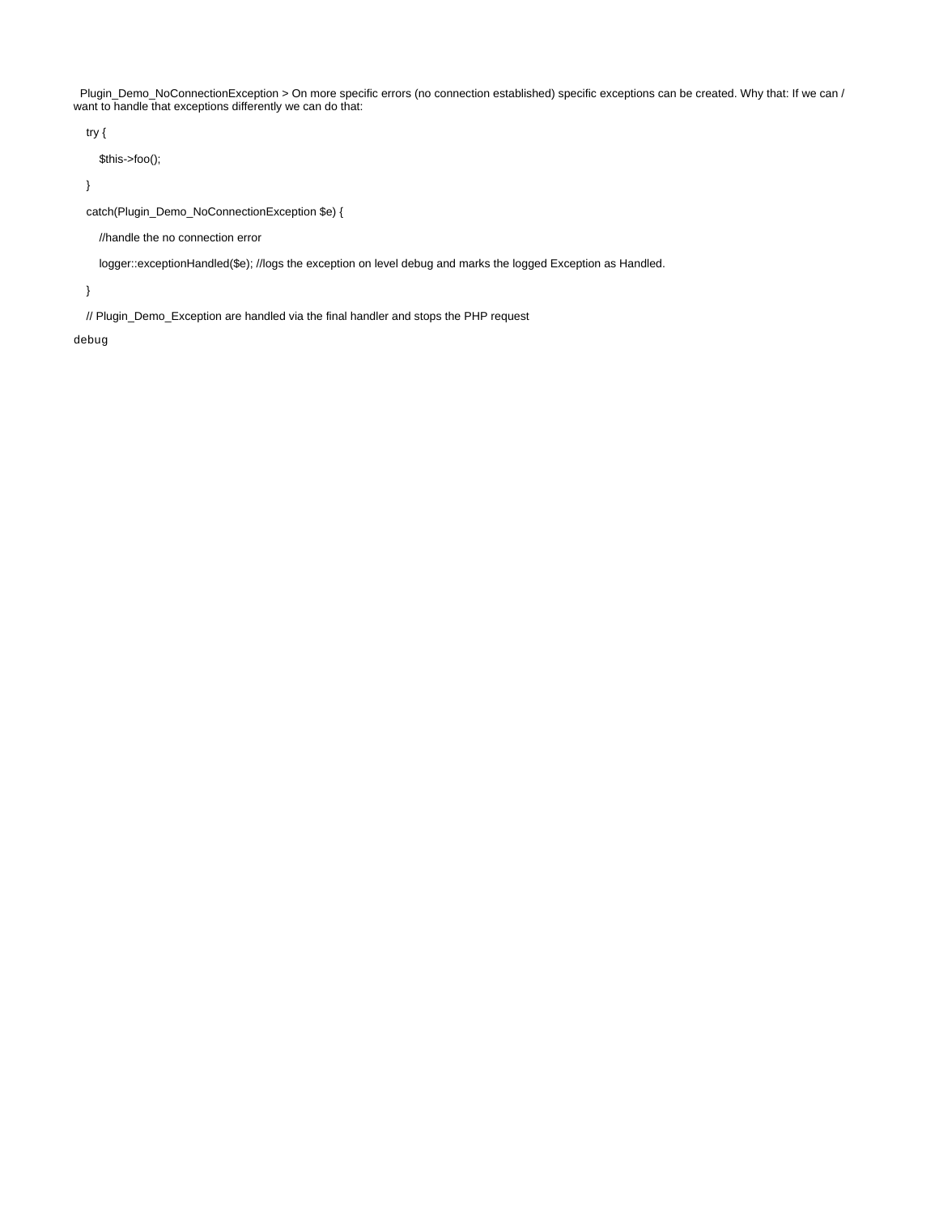Plugin_Demo_NoConnectionException > On more specific errors (no connection established) specific exceptions can be created. Why that: If we can / want to handle that exceptions differently we can do that:

```
try {

    $this->foo();

}

catch(Plugin_Demo_NoConnectionException $e) {

    //handle the no connection error

    logger::exceptionHandled($e); //logs the exception on level debug and marks the logged Exception as Handled.

}

// Plugin_Demo_Exception are handled via the final handler and stops the PHP request
```

debug